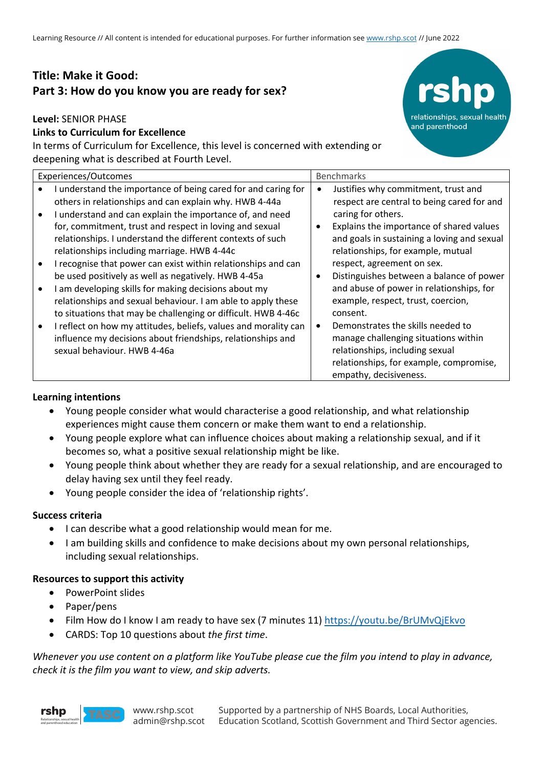# Title: Make it Good:
# Part 3: How do you know you are ready for sex?

**Level:** SENIOR PHASE

**Links to Curriculum for Excellence**

In terms of Curriculum for Excellence, this level is concerned with extending or deepening what is described at Fourth Level.

| Experiences/Outcomes | Benchmarks |
|---|---|
| • I understand the importance of being cared for and caring for others in relationships and can explain why. HWB 4-44a<br>• I understand and can explain the importance of, and need for, commitment, trust and respect in loving and sexual relationships. I understand the different contexts of such relationships including marriage. HWB 4-44c<br>• I recognise that power can exist within relationships and can be used positively as well as negatively. HWB 4-45a<br>• I am developing skills for making decisions about my relationships and sexual behaviour. I am able to apply these to situations that may be challenging or difficult. HWB 4-46c<br>• I reflect on how my attitudes, beliefs, values and morality can influence my decisions about friendships, relationships and sexual behaviour. HWB 4-46a | • Justifies why commitment, trust and respect are central to being cared for and caring for others.<br>• Explains the importance of shared values and goals in sustaining a loving and sexual relationships, for example, mutual respect, agreement on sex.<br>• Distinguishes between a balance of power and abuse of power in relationships, for example, respect, trust, coercion, consent.<br>• Demonstrates the skills needed to manage challenging situations within relationships, including sexual relationships, for example, compromise, empathy, decisiveness. |

**Learning intentions**

- Young people consider what would characterise a good relationship, and what relationship experiences might cause them concern or make them want to end a relationship.
- Young people explore what can influence choices about making a relationship sexual, and if it becomes so, what a positive sexual relationship might be like.
- Young people think about whether they are ready for a sexual relationship, and are encouraged to delay having sex until they feel ready.
- Young people consider the idea of 'relationship rights'.

**Success criteria**

- I can describe what a good relationship would mean for me.
- I am building skills and confidence to make decisions about my own personal relationships, including sexual relationships.

**Resources to support this activity**

- PowerPoint slides
- Paper/pens
- Film How do I know I am ready to have sex (7 minutes 11) https://youtu.be/BrUMvQjEkvo
- CARDS: Top 10 questions about *the first time*.

*Whenever you use content on a platform like YouTube please cue the film you intend to play in advance, check it is the film you want to view, and skip adverts.*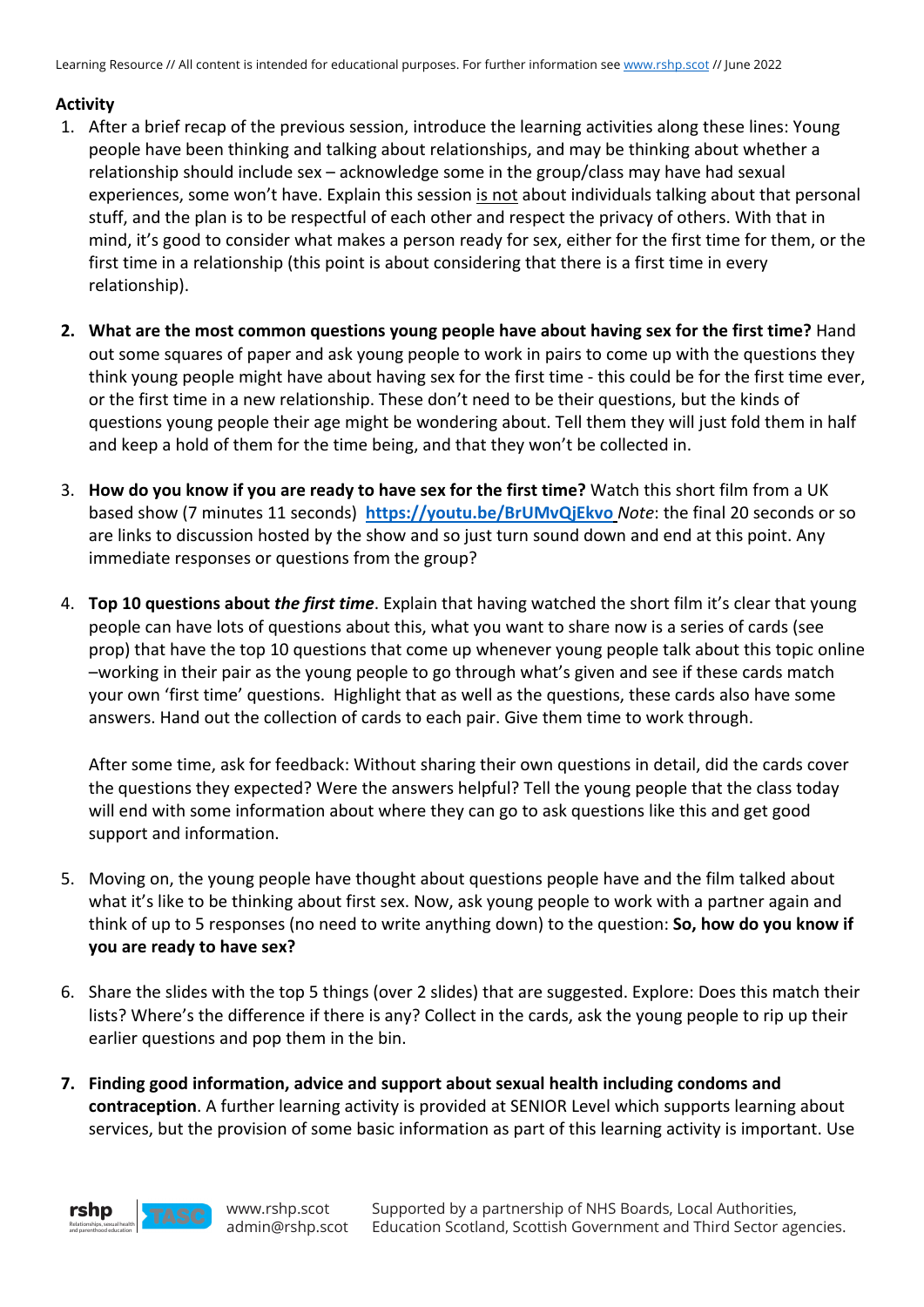**Activity**

1. After a brief recap of the previous session, introduce the learning activities along these lines: Young people have been thinking and talking about relationships, and may be thinking about whether a relationship should include sex – acknowledge some in the group/class may have had sexual experiences, some won't have. Explain this session is not about individuals talking about that personal stuff, and the plan is to be respectful of each other and respect the privacy of others. With that in mind, it's good to consider what makes a person ready for sex, either for the first time for them, or the first time in a relationship (this point is about considering that there is a first time in every relationship).

2. **What are the most common questions young people have about having sex for the first time?** Hand out some squares of paper and ask young people to work in pairs to come up with the questions they think young people might have about having sex for the first time - this could be for the first time ever, or the first time in a new relationship. These don't need to be their questions, but the kinds of questions young people their age might be wondering about. Tell them they will just fold them in half and keep a hold of them for the time being, and that they won't be collected in.

3. **How do you know if you are ready to have sex for the first time?** Watch this short film from a UK based show (7 minutes 11 seconds) **https://youtu.be/BrUMvQjEkvo** *Note*: the final 20 seconds or so are links to discussion hosted by the show and so just turn sound down and end at this point. Any immediate responses or questions from the group?

4. **Top 10 questions about *the first time***. Explain that having watched the short film it's clear that young people can have lots of questions about this, what you want to share now is a series of cards (see prop) that have the top 10 questions that come up whenever young people talk about this topic online –working in their pair as the young people to go through what's given and see if these cards match your own 'first time' questions. Highlight that as well as the questions, these cards also have some answers. Hand out the collection of cards to each pair. Give them time to work through.

   After some time, ask for feedback: Without sharing their own questions in detail, did the cards cover the questions they expected? Were the answers helpful? Tell the young people that the class today will end with some information about where they can go to ask questions like this and get good support and information.

5. Moving on, the young people have thought about questions people have and the film talked about what it's like to be thinking about first sex. Now, ask young people to work with a partner again and think of up to 5 responses (no need to write anything down) to the question: **So, how do you know if you are ready to have sex?**

6. Share the slides with the top 5 things (over 2 slides) that are suggested. Explore: Does this match their lists? Where's the difference if there is any? Collect in the cards, ask the young people to rip up their earlier questions and pop them in the bin.

7. **Finding good information, advice and support about sexual health including condoms and contraception**. A further learning activity is provided at SENIOR Level which supports learning about services, but the provision of some basic information as part of this learning activity is important. Use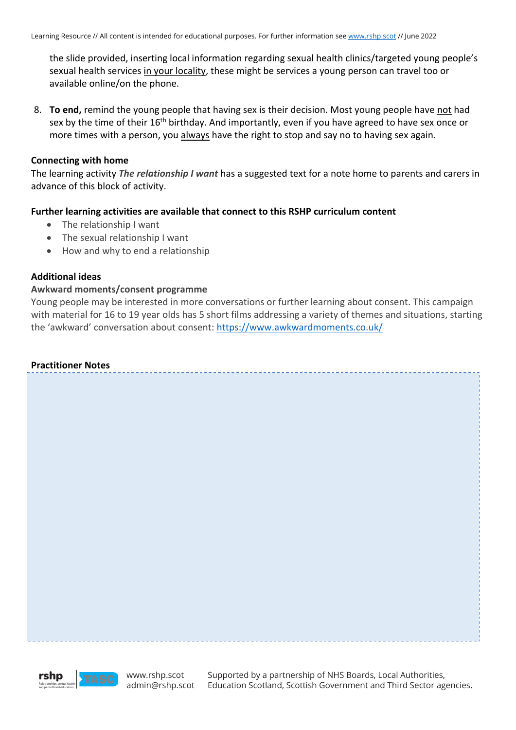the slide provided, inserting local information regarding sexual health clinics/targeted young people's sexual health services in your locality, these might be services a young person can travel too or available online/on the phone.

8. **To end,** remind the young people that having sex is their decision. Most young people have not had sex by the time of their 16th birthday. And importantly, even if you have agreed to have sex once or more times with a person, you always have the right to stop and say no to having sex again.

**Connecting with home**

The learning activity ***The relationship I want*** has a suggested text for a note home to parents and carers in advance of this block of activity.

**Further learning activities are available that connect to this RSHP curriculum content**

- The relationship I want
- The sexual relationship I want
- How and why to end a relationship

**Additional ideas**

**Awkward moments/consent programme**

Young people may be interested in more conversations or further learning about consent. This campaign with material for 16 to 19 year olds has 5 short films addressing a variety of themes and situations, starting the 'awkward' conversation about consent: https://www.awkwardmoments.co.uk/

**Practitioner Notes**